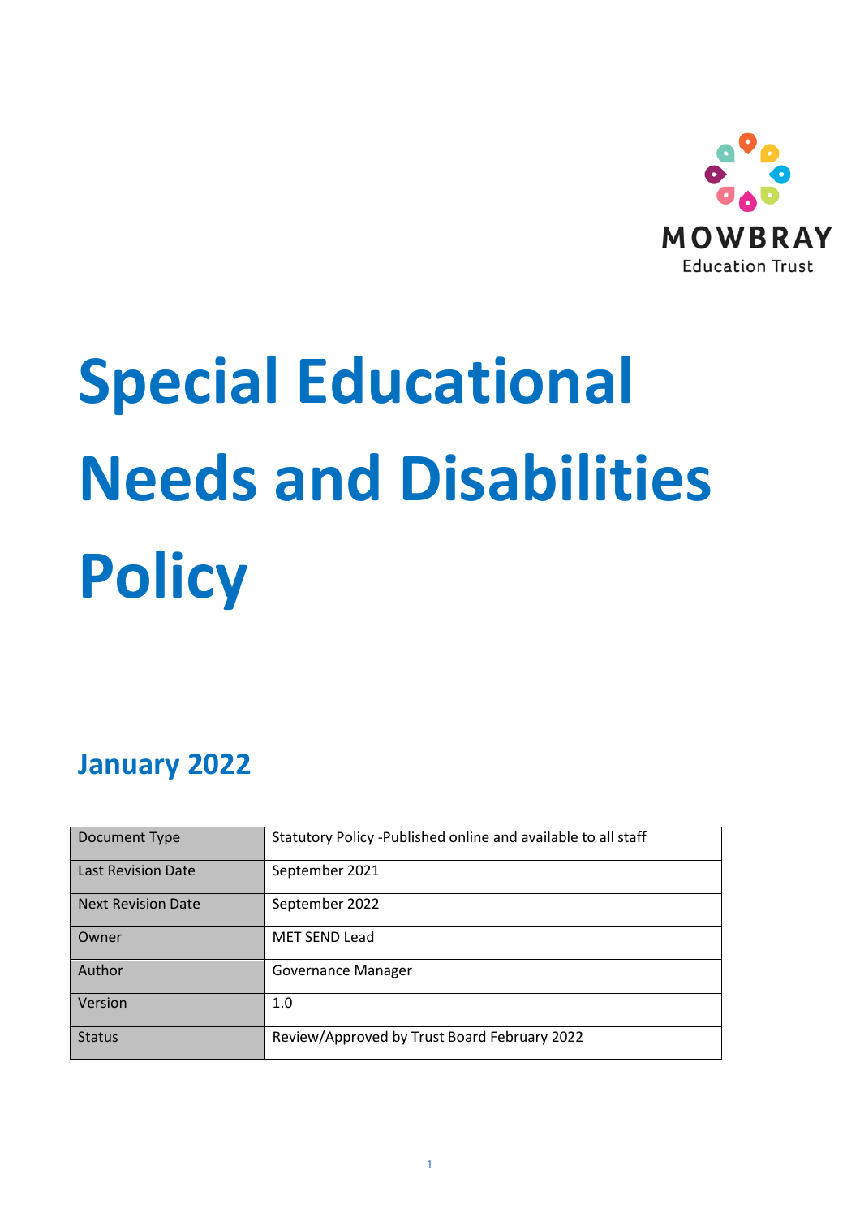MOWBRAY
Education Trust

# Special Educational Needs and Disabilities Policy

## January 2022

| Document Type | Statutory Policy -Published online and available to all staff |
|---|---|
| Last Revision Date | September 2021 |
| Next Revision Date | September 2022 |
| Owner | MET SEND Lead |
| Author | Governance Manager |
| Version | 1.0 |
| Status | Review/Approved by Trust Board February 2022 |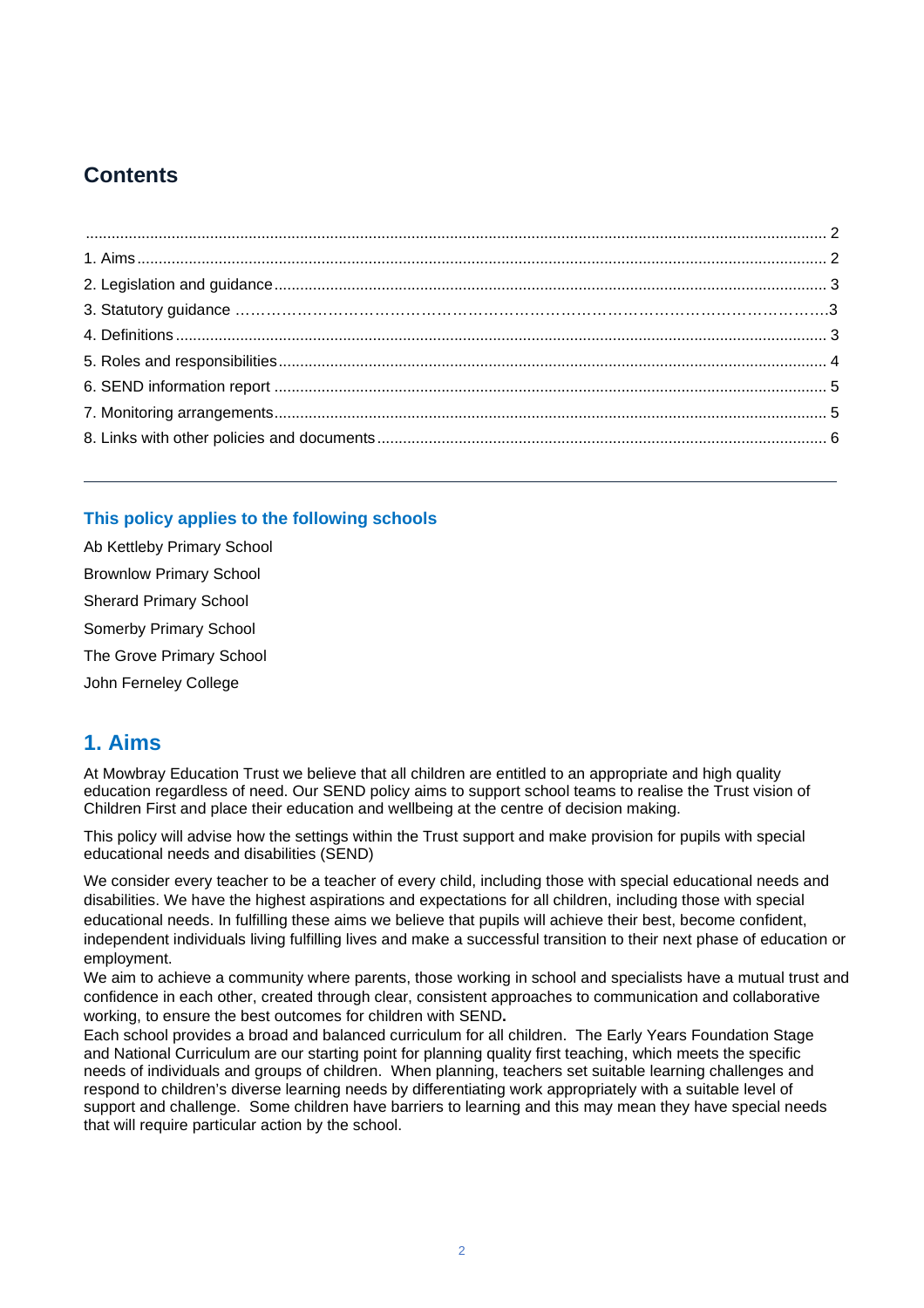## Contents

.......................................................................................................................................................... 2

1. Aims........................................................................................................................................................ 2
2. Legislation and guidance.......................................................................................................................... 3
3. Statutory guidance ………………………………………………………………………………………………….3
4. Definitions................................................................................................................................................ 3
5. Roles and responsibilities.......................................................................................................................... 4
6. SEND information report ........................................................................................................................... 5
7. Monitoring arrangements........................................................................................................................... 5
8. Links with other policies and documents..................................................................................................... 6

---

### This policy applies to the following schools

Ab Kettleby Primary School

Brownlow Primary School

Sherard Primary School

Somerby Primary School

The Grove Primary School

John Ferneley College

## 1. Aims

At Mowbray Education Trust we believe that all children are entitled to an appropriate and high quality education regardless of need. Our SEND policy aims to support school teams to realise the Trust vision of Children First and place their education and wellbeing at the centre of decision making.

This policy will advise how the settings within the Trust support and make provision for pupils with special educational needs and disabilities (SEND)

We consider every teacher to be a teacher of every child, including those with special educational needs and disabilities. We have the highest aspirations and expectations for all children, including those with special educational needs. In fulfilling these aims we believe that pupils will achieve their best, become confident, independent individuals living fulfilling lives and make a successful transition to their next phase of education or employment.

We aim to achieve a community where parents, those working in school and specialists have a mutual trust and confidence in each other, created through clear, consistent approaches to communication and collaborative working, to ensure the best outcomes for children with SEND**.**

Each school provides a broad and balanced curriculum for all children. The Early Years Foundation Stage and National Curriculum are our starting point for planning quality first teaching, which meets the specific needs of individuals and groups of children. When planning, teachers set suitable learning challenges and respond to children's diverse learning needs by differentiating work appropriately with a suitable level of support and challenge. Some children have barriers to learning and this may mean they have special needs that will require particular action by the school.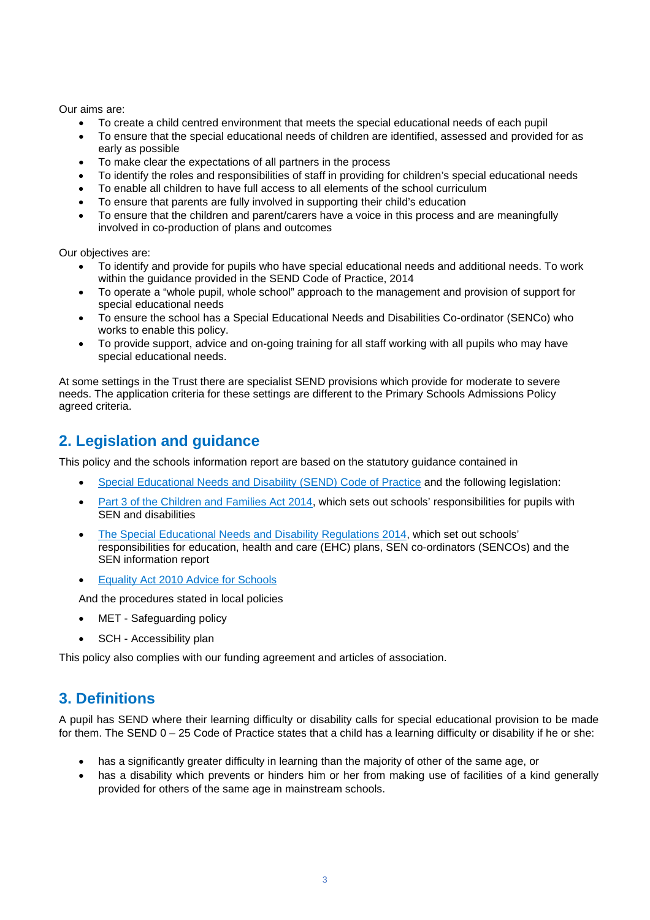Our aims are:

- To create a child centred environment that meets the special educational needs of each pupil
- To ensure that the special educational needs of children are identified, assessed and provided for as early as possible
- To make clear the expectations of all partners in the process
- To identify the roles and responsibilities of staff in providing for children's special educational needs
- To enable all children to have full access to all elements of the school curriculum
- To ensure that parents are fully involved in supporting their child's education
- To ensure that the children and parent/carers have a voice in this process and are meaningfully involved in co-production of plans and outcomes

Our objectives are:

- To identify and provide for pupils who have special educational needs and additional needs. To work within the guidance provided in the SEND Code of Practice, 2014
- To operate a "whole pupil, whole school" approach to the management and provision of support for special educational needs
- To ensure the school has a Special Educational Needs and Disabilities Co-ordinator (SENCo) who works to enable this policy.
- To provide support, advice and on-going training for all staff working with all pupils who may have special educational needs.

At some settings in the Trust there are specialist SEND provisions which provide for moderate to severe needs. The application criteria for these settings are different to the Primary Schools Admissions Policy agreed criteria.

## 2. Legislation and guidance

This policy and the schools information report are based on the statutory guidance contained in

- Special Educational Needs and Disability (SEND) Code of Practice and the following legislation:
- Part 3 of the Children and Families Act 2014, which sets out schools' responsibilities for pupils with SEN and disabilities
- The Special Educational Needs and Disability Regulations 2014, which set out schools' responsibilities for education, health and care (EHC) plans, SEN co-ordinators (SENCOs) and the SEN information report
- Equality Act 2010 Advice for Schools

And the procedures stated in local policies

- MET - Safeguarding policy
- SCH - Accessibility plan

This policy also complies with our funding agreement and articles of association.

## 3. Definitions

A pupil has SEND where their learning difficulty or disability calls for special educational provision to be made for them. The SEND 0 – 25 Code of Practice states that a child has a learning difficulty or disability if he or she:

- has a significantly greater difficulty in learning than the majority of other of the same age, or
- has a disability which prevents or hinders him or her from making use of facilities of a kind generally provided for others of the same age in mainstream schools.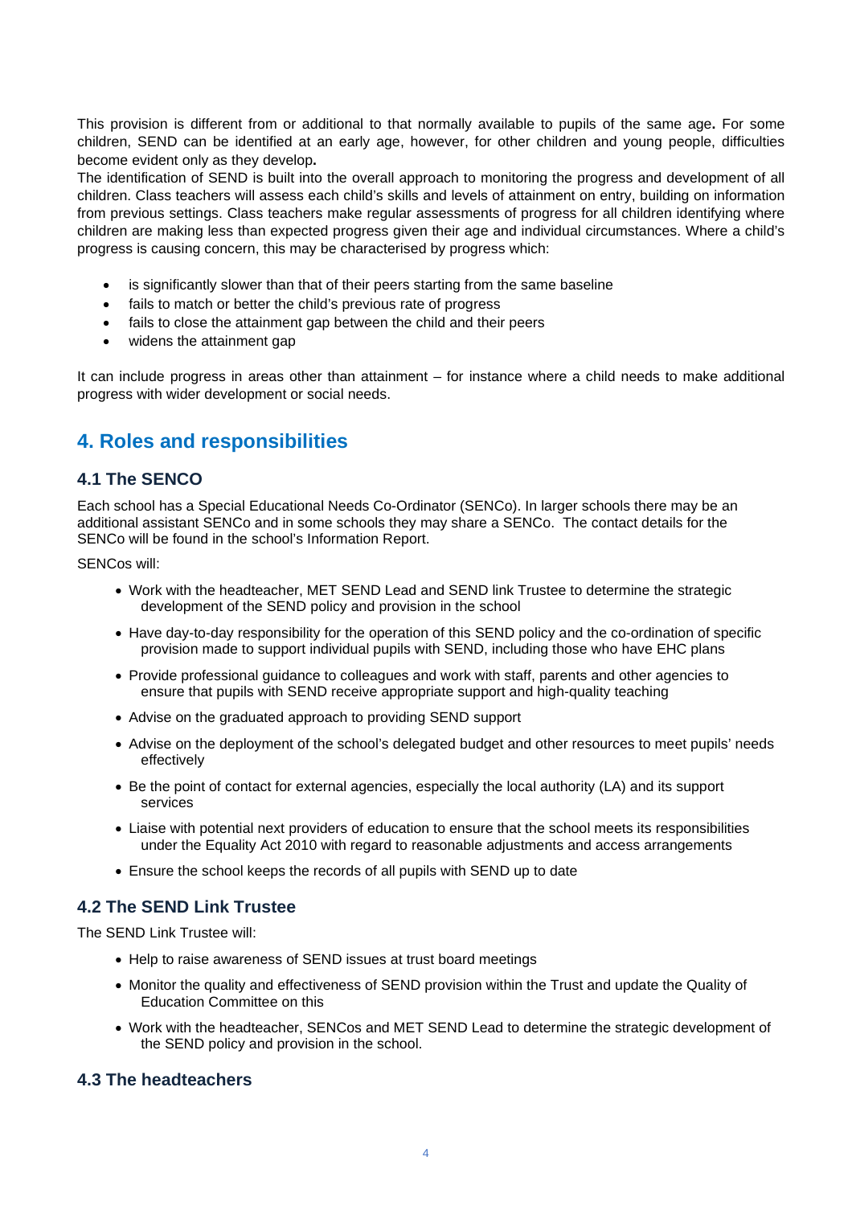This provision is different from or additional to that normally available to pupils of the same age**.** For some children, SEND can be identified at an early age, however, for other children and young people, difficulties become evident only as they develop**.**

The identification of SEND is built into the overall approach to monitoring the progress and development of all children. Class teachers will assess each child's skills and levels of attainment on entry, building on information from previous settings. Class teachers make regular assessments of progress for all children identifying where children are making less than expected progress given their age and individual circumstances. Where a child's progress is causing concern, this may be characterised by progress which:

- is significantly slower than that of their peers starting from the same baseline
- fails to match or better the child's previous rate of progress
- fails to close the attainment gap between the child and their peers
- widens the attainment gap

It can include progress in areas other than attainment – for instance where a child needs to make additional progress with wider development or social needs.

## 4. Roles and responsibilities

### 4.1 The SENCO

Each school has a Special Educational Needs Co-Ordinator (SENCo). In larger schools there may be an additional assistant SENCo and in some schools they may share a SENCo. The contact details for the SENCo will be found in the school's Information Report.

SENCos will:

- Work with the headteacher, MET SEND Lead and SEND link Trustee to determine the strategic development of the SEND policy and provision in the school
- Have day-to-day responsibility for the operation of this SEND policy and the co-ordination of specific provision made to support individual pupils with SEND, including those who have EHC plans
- Provide professional guidance to colleagues and work with staff, parents and other agencies to ensure that pupils with SEND receive appropriate support and high-quality teaching
- Advise on the graduated approach to providing SEND support
- Advise on the deployment of the school's delegated budget and other resources to meet pupils' needs effectively
- Be the point of contact for external agencies, especially the local authority (LA) and its support services
- Liaise with potential next providers of education to ensure that the school meets its responsibilities under the Equality Act 2010 with regard to reasonable adjustments and access arrangements
- Ensure the school keeps the records of all pupils with SEND up to date

### 4.2 The SEND Link Trustee

The SEND Link Trustee will:

- Help to raise awareness of SEND issues at trust board meetings
- Monitor the quality and effectiveness of SEND provision within the Trust and update the Quality of Education Committee on this
- Work with the headteacher, SENCos and MET SEND Lead to determine the strategic development of the SEND policy and provision in the school.

### 4.3 The headteachers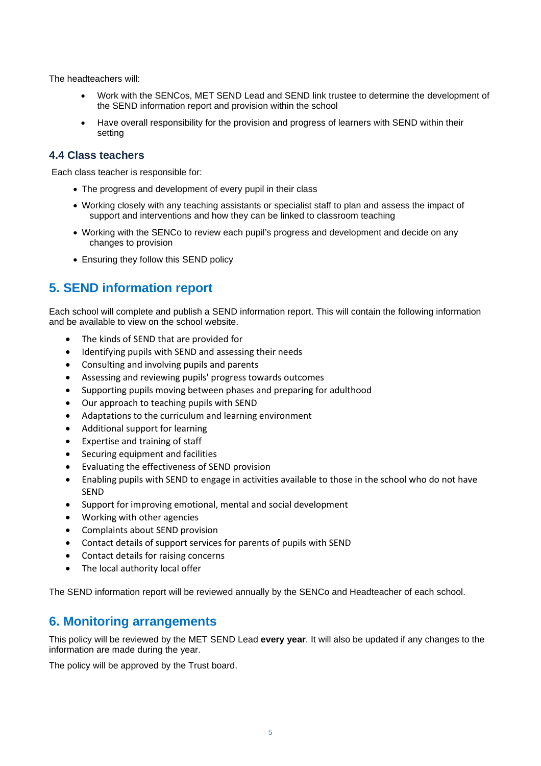The headteachers will:

- Work with the SENCos, MET SEND Lead and SEND link trustee to determine the development of the SEND information report and provision within the school
- Have overall responsibility for the provision and progress of learners with SEND within their setting

### 4.4 Class teachers

Each class teacher is responsible for:

- The progress and development of every pupil in their class
- Working closely with any teaching assistants or specialist staff to plan and assess the impact of support and interventions and how they can be linked to classroom teaching
- Working with the SENCo to review each pupil's progress and development and decide on any changes to provision
- Ensuring they follow this SEND policy

## 5. SEND information report

Each school will complete and publish a SEND information report. This will contain the following information and be available to view on the school website.

- The kinds of SEND that are provided for
- Identifying pupils with SEND and assessing their needs
- Consulting and involving pupils and parents
- Assessing and reviewing pupils' progress towards outcomes
- Supporting pupils moving between phases and preparing for adulthood
- Our approach to teaching pupils with SEND
- Adaptations to the curriculum and learning environment
- Additional support for learning
- Expertise and training of staff
- Securing equipment and facilities
- Evaluating the effectiveness of SEND provision
- Enabling pupils with SEND to engage in activities available to those in the school who do not have SEND
- Support for improving emotional, mental and social development
- Working with other agencies
- Complaints about SEND provision
- Contact details of support services for parents of pupils with SEND
- Contact details for raising concerns
- The local authority local offer

The SEND information report will be reviewed annually by the SENCo and Headteacher of each school.

## 6. Monitoring arrangements

This policy will be reviewed by the MET SEND Lead **every year**. It will also be updated if any changes to the information are made during the year.

The policy will be approved by the Trust board.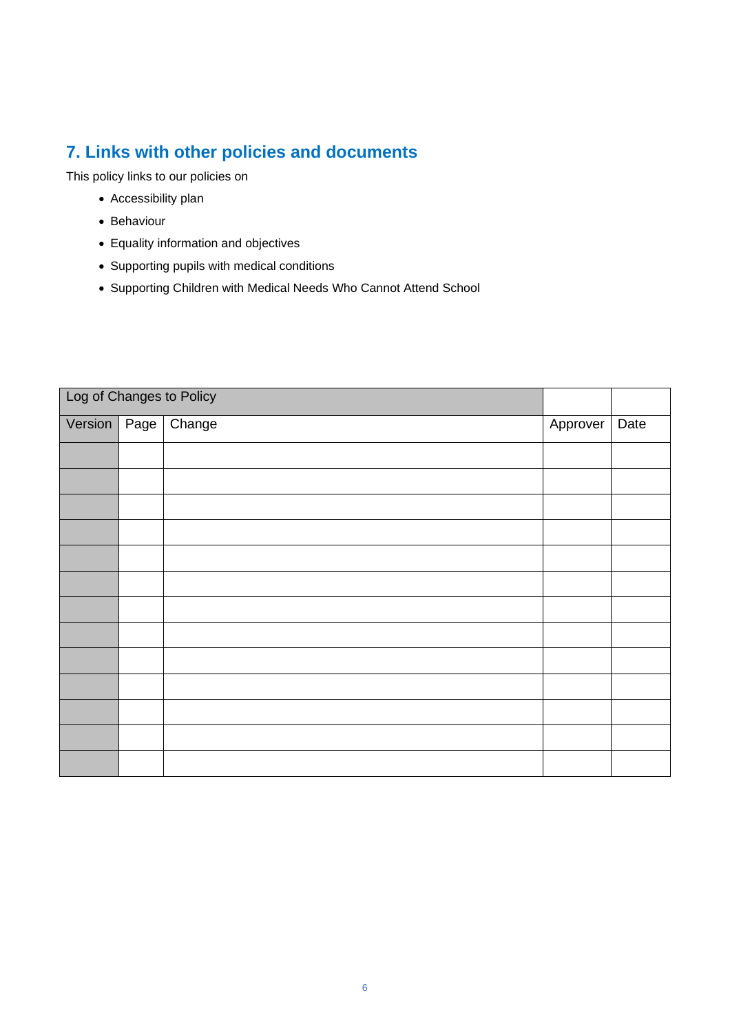## 7. Links with other policies and documents

This policy links to our policies on

- Accessibility plan
- Behaviour
- Equality information and objectives
- Supporting pupils with medical conditions
- Supporting Children with Medical Needs Who Cannot Attend School

| Log of Changes to Policy | | | | |
| --- | --- | --- | --- | --- |
| Version | Page | Change | Approver | Date |
| | | | | |
| | | | | |
| | | | | |
| | | | | |
| | | | | |
| | | | | |
| | | | | |
| | | | | |
| | | | | |
| | | | | |
| | | | | |
| | | | | |
| | | | | |